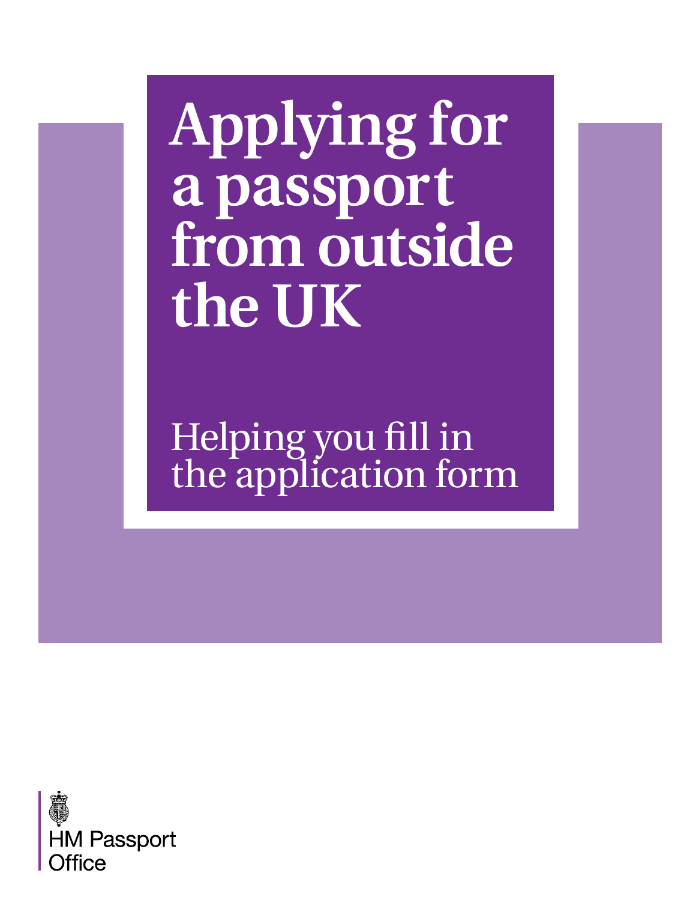# Applying for a passport from outside the UK

## Helping you fill in the application form

HM Passport Office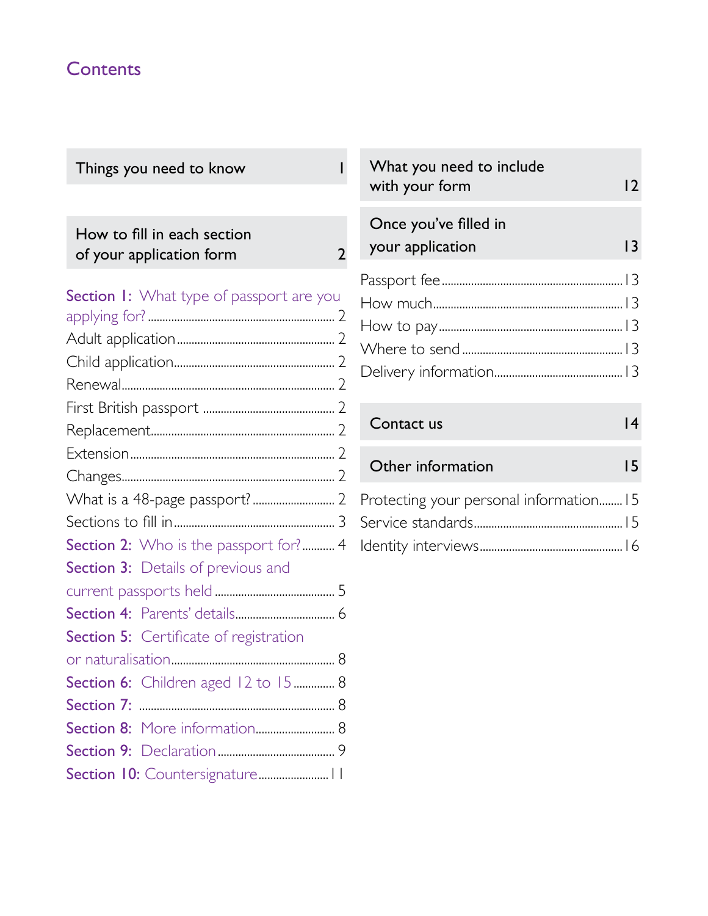# Contents

**Things you need to know** 1

**How to fill in each section of your application form** 2

Section 1: What type of passport are you applying for? ........ 2

Adult application ........ 2

Child application ........ 2

Renewal ........ 2

First British passport ........ 2

Replacement ........ 2

Extension ........ 2

Changes ........ 2

What is a 48-page passport? ........ 2

Sections to fill in ........ 3

Section 2: Who is the passport for? ........ 4

Section 3: Details of previous and current passports held ........ 5

Section 4: Parents' details ........ 6

Section 5: Certificate of registration or naturalisation ........ 8

Section 6: Children aged 12 to 15 ........ 8

Section 7: ........ 8

Section 8: More information ........ 8

Section 9: Declaration ........ 9

Section 10: Countersignature ........ 11

**What you need to include with your form** 12

**Once you've filled in your application** 13

Passport fee ........ 13

How much ........ 13

How to pay ........ 13

Where to send ........ 13

Delivery information ........ 13

**Contact us** 14

**Other information** 15

Protecting your personal information ........ 15

Service standards ........ 15

Identity interviews ........ 16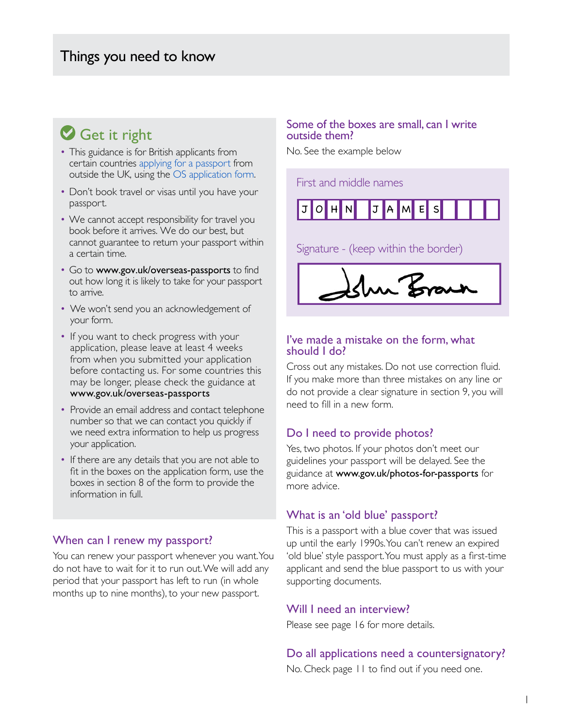# Things you need to know

## Get it right

- This guidance is for British applicants from certain countries applying for a passport from outside the UK, using the OS application form.
- Don't book travel or visas until you have your passport.
- We cannot accept responsibility for travel you book before it arrives. We do our best, but cannot guarantee to return your passport within a certain time.
- Go to **www.gov.uk/overseas-passports** to find out how long it is likely to take for your passport to arrive.
- We won't send you an acknowledgement of your form.
- If you want to check progress with your application, please leave at least 4 weeks from when you submitted your application before contacting us. For some countries this may be longer, please check the guidance at **www.gov.uk/overseas-passports**
- Provide an email address and contact telephone number so that we can contact you quickly if we need extra information to help us progress your application.
- If there are any details that you are not able to fit in the boxes on the application form, use the boxes in section 8 of the form to provide the information in full.

### When can I renew my passport?

You can renew your passport whenever you want. You do not have to wait for it to run out. We will add any period that your passport has left to run (in whole months up to nine months), to your new passport.

### Some of the boxes are small, can I write outside them?

No. See the example below

First and middle names

| J | O | H | N | | J | A | M | E | S | | | | |
|---|---|---|---|---|---|---|---|---|---|---|---|---|---|

Signature - (keep within the border)

### I've made a mistake on the form, what should I do?

Cross out any mistakes. Do not use correction fluid. If you make more than three mistakes on any line or do not provide a clear signature in section 9, you will need to fill in a new form.

### Do I need to provide photos?

Yes, two photos. If your photos don't meet our guidelines your passport will be delayed. See the guidance at **www.gov.uk/photos-for-passports** for more advice.

### What is an 'old blue' passport?

This is a passport with a blue cover that was issued up until the early 1990s. You can't renew an expired 'old blue' style passport. You must apply as a first-time applicant and send the blue passport to us with your supporting documents.

### Will I need an interview?

Please see page 16 for more details.

### Do all applications need a countersignatory?

No. Check page 11 to find out if you need one.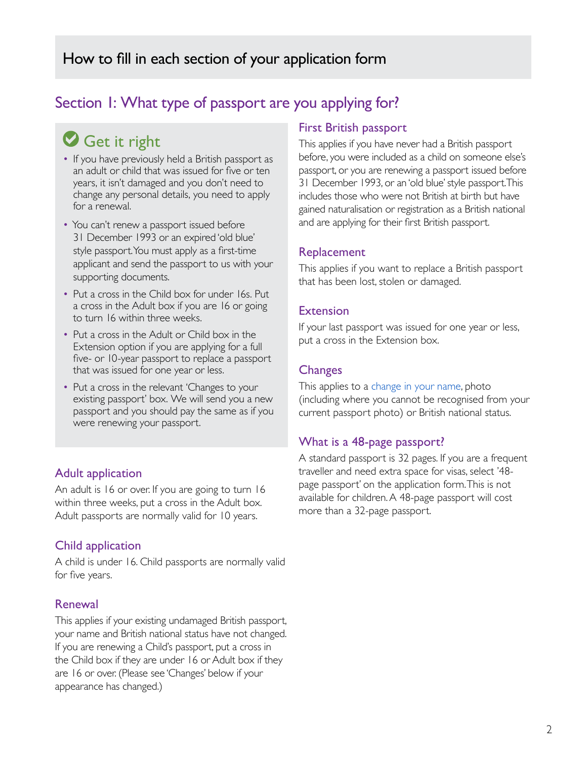# How to fill in each section of your application form

## Section 1: What type of passport are you applying for?

### Get it right

- If you have previously held a British passport as an adult or child that was issued for five or ten years, it isn't damaged and you don't need to change any personal details, you need to apply for a renewal.
- You can't renew a passport issued before 31 December 1993 or an expired 'old blue' style passport. You must apply as a first-time applicant and send the passport to us with your supporting documents.
- Put a cross in the Child box for under 16s. Put a cross in the Adult box if you are 16 or going to turn 16 within three weeks.
- Put a cross in the Adult or Child box in the Extension option if you are applying for a full five- or 10-year passport to replace a passport that was issued for one year or less.
- Put a cross in the relevant 'Changes to your existing passport' box. We will send you a new passport and you should pay the same as if you were renewing your passport.

### Adult application

An adult is 16 or over. If you are going to turn 16 within three weeks, put a cross in the Adult box. Adult passports are normally valid for 10 years.

### Child application

A child is under 16. Child passports are normally valid for five years.

### Renewal

This applies if your existing undamaged British passport, your name and British national status have not changed. If you are renewing a Child's passport, put a cross in the Child box if they are under 16 or Adult box if they are 16 or over. (Please see 'Changes' below if your appearance has changed.)

### First British passport

This applies if you have never had a British passport before, you were included as a child on someone else's passport, or you are renewing a passport issued before 31 December 1993, or an 'old blue' style passport. This includes those who were not British at birth but have gained naturalisation or registration as a British national and are applying for their first British passport.

### Replacement

This applies if you want to replace a British passport that has been lost, stolen or damaged.

### Extension

If your last passport was issued for one year or less, put a cross in the Extension box.

### Changes

This applies to a change in your name, photo (including where you cannot be recognised from your current passport photo) or British national status.

### What is a 48-page passport?

A standard passport is 32 pages. If you are a frequent traveller and need extra space for visas, select '48-page passport' on the application form. This is not available for children. A 48-page passport will cost more than a 32-page passport.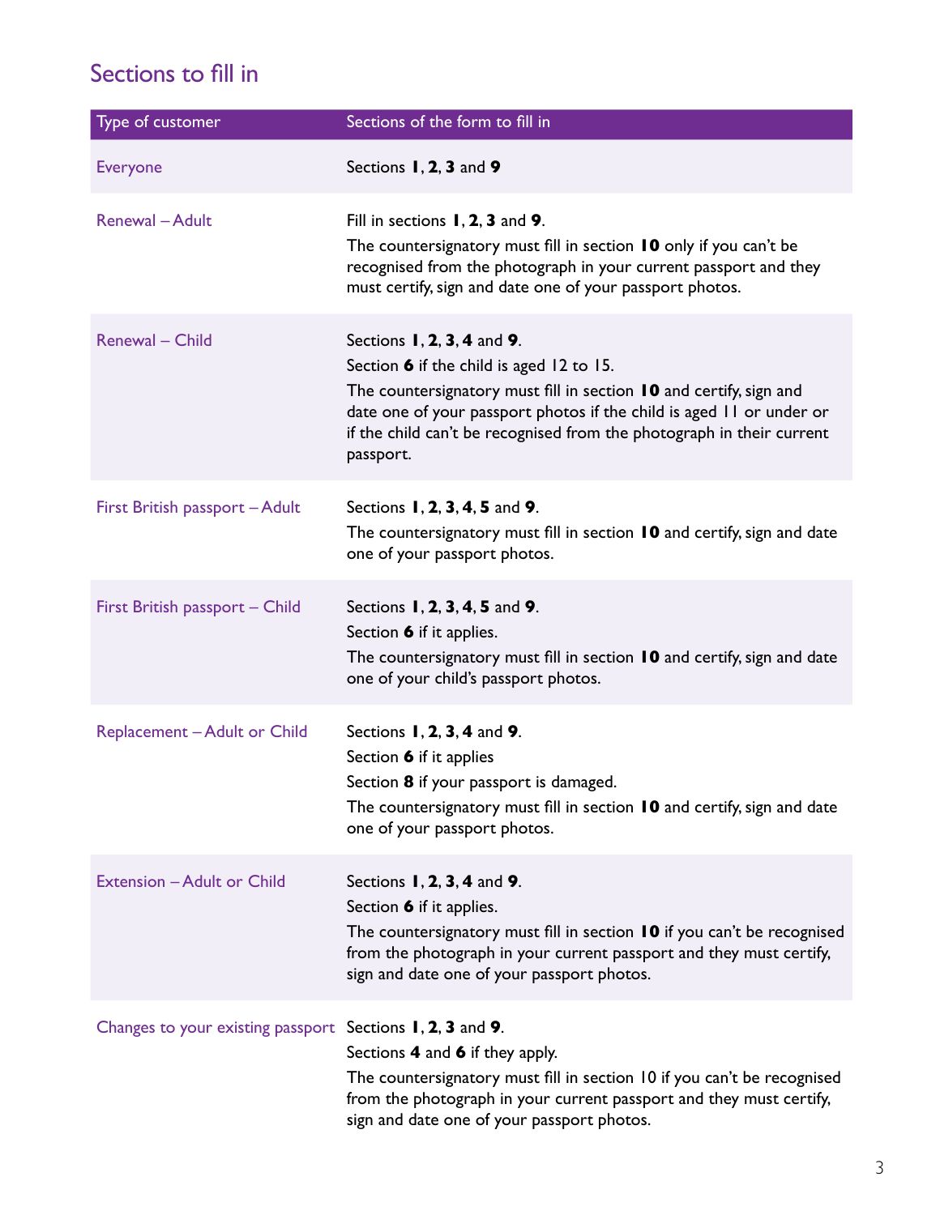## Sections to fill in

| Type of customer | Sections of the form to fill in |
|---|---|
| Everyone | Sections **1**, **2**, **3** and **9** |
| Renewal – Adult | Fill in sections **1**, **2**, **3** and **9**.<br>The countersignatory must fill in section **10** only if you can't be recognised from the photograph in your current passport and they must certify, sign and date one of your passport photos. |
| Renewal – Child | Sections **1**, **2**, **3**, **4** and **9**.<br>Section **6** if the child is aged 12 to 15.<br>The countersignatory must fill in section **10** and certify, sign and date one of your passport photos if the child is aged 11 or under or if the child can't be recognised from the photograph in their current passport. |
| First British passport – Adult | Sections **1**, **2**, **3**, **4**, **5** and **9**.<br>The countersignatory must fill in section **10** and certify, sign and date one of your passport photos. |
| First British passport – Child | Sections **1**, **2**, **3**, **4**, **5** and **9**.<br>Section **6** if it applies.<br>The countersignatory must fill in section **10** and certify, sign and date one of your child's passport photos. |
| Replacement – Adult or Child | Sections **1**, **2**, **3**, **4** and **9**.<br>Section **6** if it applies<br>Section **8** if your passport is damaged.<br>The countersignatory must fill in section **10** and certify, sign and date one of your passport photos. |
| Extension – Adult or Child | Sections **1**, **2**, **3**, **4** and **9**.<br>Section **6** if it applies.<br>The countersignatory must fill in section **10** if you can't be recognised from the photograph in your current passport and they must certify, sign and date one of your passport photos. |
| Changes to your existing passport | Sections **1**, **2**, **3** and **9**.<br>Sections **4** and **6** if they apply.<br>The countersignatory must fill in section 10 if you can't be recognised from the photograph in your current passport and they must certify, sign and date one of your passport photos. |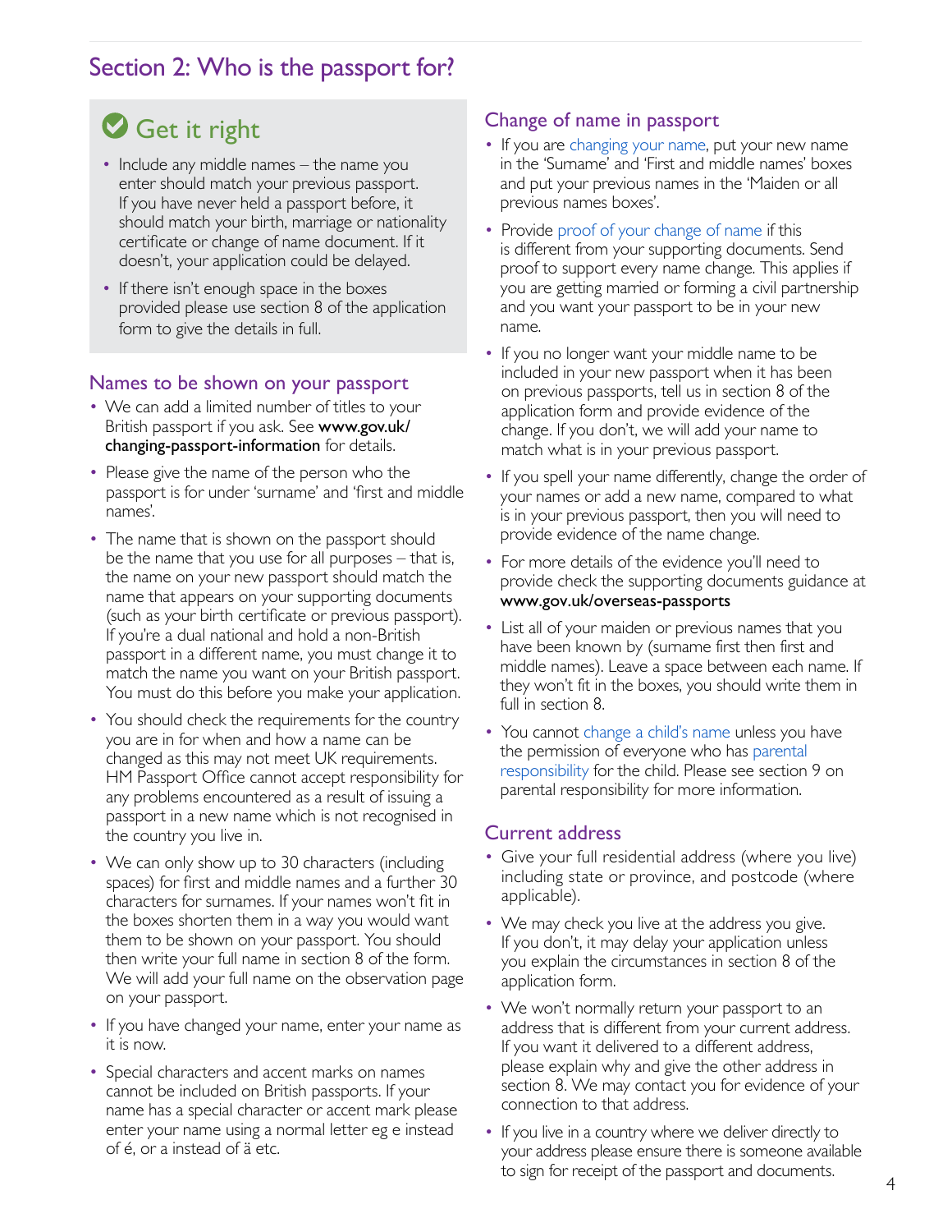## Section 2: Who is the passport for?

### Get it right

- Include any middle names – the name you enter should match your previous passport. If you have never held a passport before, it should match your birth, marriage or nationality certificate or change of name document. If it doesn't, your application could be delayed.
- If there isn't enough space in the boxes provided please use section 8 of the application form to give the details in full.

### Names to be shown on your passport

- We can add a limited number of titles to your British passport if you ask. See **www.gov.uk/changing-passport-information** for details.
- Please give the name of the person who the passport is for under 'surname' and 'first and middle names'.
- The name that is shown on the passport should be the name that you use for all purposes – that is, the name on your new passport should match the name that appears on your supporting documents (such as your birth certificate or previous passport). If you're a dual national and hold a non-British passport in a different name, you must change it to match the name you want on your British passport. You must do this before you make your application.
- You should check the requirements for the country you are in for when and how a name can be changed as this may not meet UK requirements. HM Passport Office cannot accept responsibility for any problems encountered as a result of issuing a passport in a new name which is not recognised in the country you live in.
- We can only show up to 30 characters (including spaces) for first and middle names and a further 30 characters for surnames. If your names won't fit in the boxes shorten them in a way you would want them to be shown on your passport. You should then write your full name in section 8 of the form. We will add your full name on the observation page on your passport.
- If you have changed your name, enter your name as it is now.
- Special characters and accent marks on names cannot be included on British passports. If your name has a special character or accent mark please enter your name using a normal letter eg e instead of é, or a instead of ä etc.

### Change of name in passport

- If you are changing your name, put your new name in the 'Surname' and 'First and middle names' boxes and put your previous names in the 'Maiden or all previous names boxes'.
- Provide proof of your change of name if this is different from your supporting documents. Send proof to support every name change. This applies if you are getting married or forming a civil partnership and you want your passport to be in your new name.
- If you no longer want your middle name to be included in your new passport when it has been on previous passports, tell us in section 8 of the application form and provide evidence of the change. If you don't, we will add your name to match what is in your previous passport.
- If you spell your name differently, change the order of your names or add a new name, compared to what is in your previous passport, then you will need to provide evidence of the name change.
- For more details of the evidence you'll need to provide check the supporting documents guidance at **www.gov.uk/overseas-passports**
- List all of your maiden or previous names that you have been known by (surname first then first and middle names). Leave a space between each name. If they won't fit in the boxes, you should write them in full in section 8.
- You cannot change a child's name unless you have the permission of everyone who has parental responsibility for the child. Please see section 9 on parental responsibility for more information.

### Current address

- Give your full residential address (where you live) including state or province, and postcode (where applicable).
- We may check you live at the address you give. If you don't, it may delay your application unless you explain the circumstances in section 8 of the application form.
- We won't normally return your passport to an address that is different from your current address. If you want it delivered to a different address, please explain why and give the other address in section 8. We may contact you for evidence of your connection to that address.
- If you live in a country where we deliver directly to your address please ensure there is someone available to sign for receipt of the passport and documents.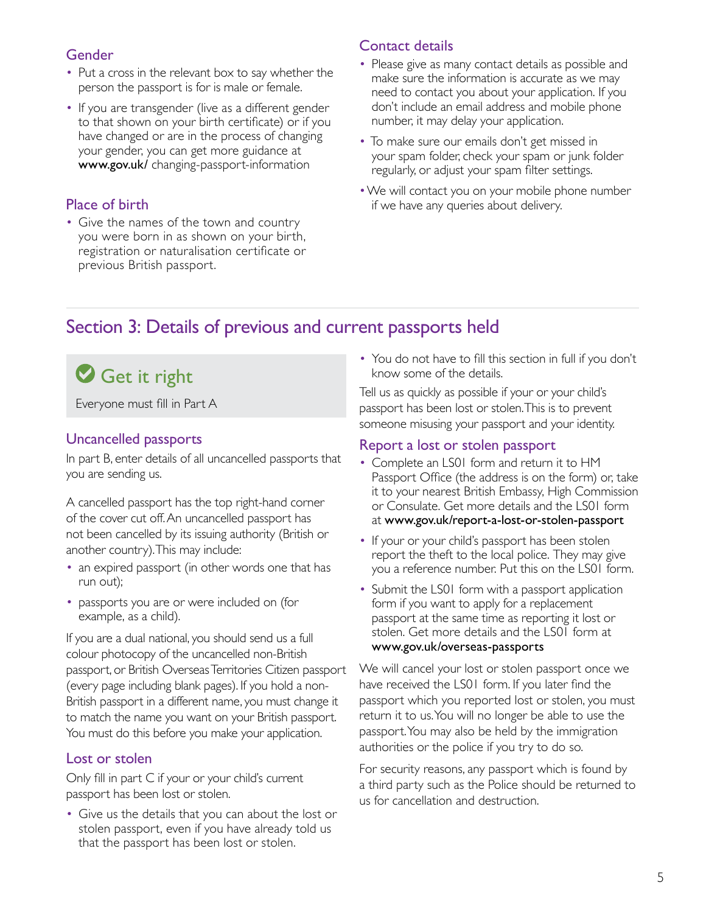### Gender

- Put a cross in the relevant box to say whether the person the passport is for is male or female.
- If you are transgender (live as a different gender to that shown on your birth certificate) or if you have changed or are in the process of changing your gender, you can get more guidance at **www.gov.uk/** changing-passport-information

### Place of birth

- Give the names of the town and country you were born in as shown on your birth, registration or naturalisation certificate or previous British passport.

### Contact details

- Please give as many contact details as possible and make sure the information is accurate as we may need to contact you about your application. If you don't include an email address and mobile phone number, it may delay your application.
- To make sure our emails don't get missed in your spam folder, check your spam or junk folder regularly, or adjust your spam filter settings.
- We will contact you on your mobile phone number if we have any queries about delivery.

## Section 3: Details of previous and current passports held

### Get it right

Everyone must fill in Part A

### Uncancelled passports

In part B, enter details of all uncancelled passports that you are sending us.

A cancelled passport has the top right-hand corner of the cover cut off. An uncancelled passport has not been cancelled by its issuing authority (British or another country). This may include:

- an expired passport (in other words one that has run out);
- passports you are or were included on (for example, as a child).

If you are a dual national, you should send us a full colour photocopy of the uncancelled non-British passport, or British Overseas Territories Citizen passport (every page including blank pages). If you hold a non-British passport in a different name, you must change it to match the name you want on your British passport. You must do this before you make your application.

### Lost or stolen

Only fill in part C if your or your child's current passport has been lost or stolen.

- Give us the details that you can about the lost or stolen passport, even if you have already told us that the passport has been lost or stolen.
- You do not have to fill this section in full if you don't know some of the details.

Tell us as quickly as possible if your or your child's passport has been lost or stolen. This is to prevent someone misusing your passport and your identity.

### Report a lost or stolen passport

- Complete an LS01 form and return it to HM Passport Office (the address is on the form) or, take it to your nearest British Embassy, High Commission or Consulate. Get more details and the LS01 form at **www.gov.uk/report-a-lost-or-stolen-passport**
- If your or your child's passport has been stolen report the theft to the local police. They may give you a reference number. Put this on the LS01 form.
- Submit the LS01 form with a passport application form if you want to apply for a replacement passport at the same time as reporting it lost or stolen. Get more details and the LS01 form at **www.gov.uk/overseas-passports**

We will cancel your lost or stolen passport once we have received the LS01 form. If you later find the passport which you reported lost or stolen, you must return it to us. You will no longer be able to use the passport. You may also be held by the immigration authorities or the police if you try to do so.

For security reasons, any passport which is found by a third party such as the Police should be returned to us for cancellation and destruction.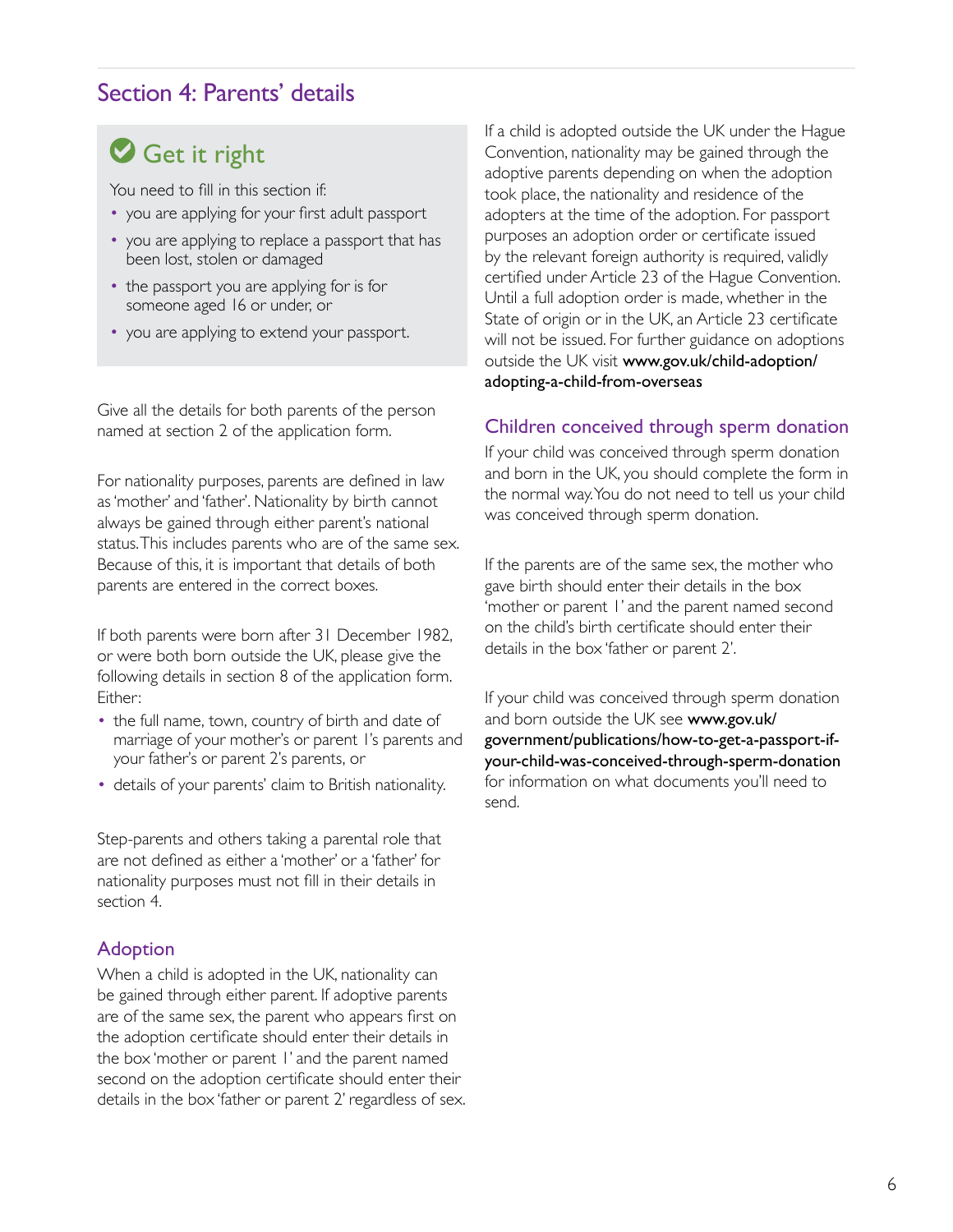## Section 4: Parents' details

### Get it right

You need to fill in this section if:

- you are applying for your first adult passport
- you are applying to replace a passport that has been lost, stolen or damaged
- the passport you are applying for is for someone aged 16 or under, or
- you are applying to extend your passport.

Give all the details for both parents of the person named at section 2 of the application form.

For nationality purposes, parents are defined in law as 'mother' and 'father'. Nationality by birth cannot always be gained through either parent's national status. This includes parents who are of the same sex. Because of this, it is important that details of both parents are entered in the correct boxes.

If both parents were born after 31 December 1982, or were both born outside the UK, please give the following details in section 8 of the application form. Either:

- the full name, town, country of birth and date of marriage of your mother's or parent 1's parents and your father's or parent 2's parents, or
- details of your parents' claim to British nationality.

Step-parents and others taking a parental role that are not defined as either a 'mother' or a 'father' for nationality purposes must not fill in their details in section 4.

### Adoption

When a child is adopted in the UK, nationality can be gained through either parent. If adoptive parents are of the same sex, the parent who appears first on the adoption certificate should enter their details in the box 'mother or parent 1' and the parent named second on the adoption certificate should enter their details in the box 'father or parent 2' regardless of sex.

If a child is adopted outside the UK under the Hague Convention, nationality may be gained through the adoptive parents depending on when the adoption took place, the nationality and residence of the adopters at the time of the adoption. For passport purposes an adoption order or certificate issued by the relevant foreign authority is required, validly certified under Article 23 of the Hague Convention. Until a full adoption order is made, whether in the State of origin or in the UK, an Article 23 certificate will not be issued. For further guidance on adoptions outside the UK visit **www.gov.uk/child-adoption/adopting-a-child-from-overseas**

### Children conceived through sperm donation

If your child was conceived through sperm donation and born in the UK, you should complete the form in the normal way. You do not need to tell us your child was conceived through sperm donation.

If the parents are of the same sex, the mother who gave birth should enter their details in the box 'mother or parent 1' and the parent named second on the child's birth certificate should enter their details in the box 'father or parent 2'.

If your child was conceived through sperm donation and born outside the UK see **www.gov.uk/government/publications/how-to-get-a-passport-if-your-child-was-conceived-through-sperm-donation** for information on what documents you'll need to send.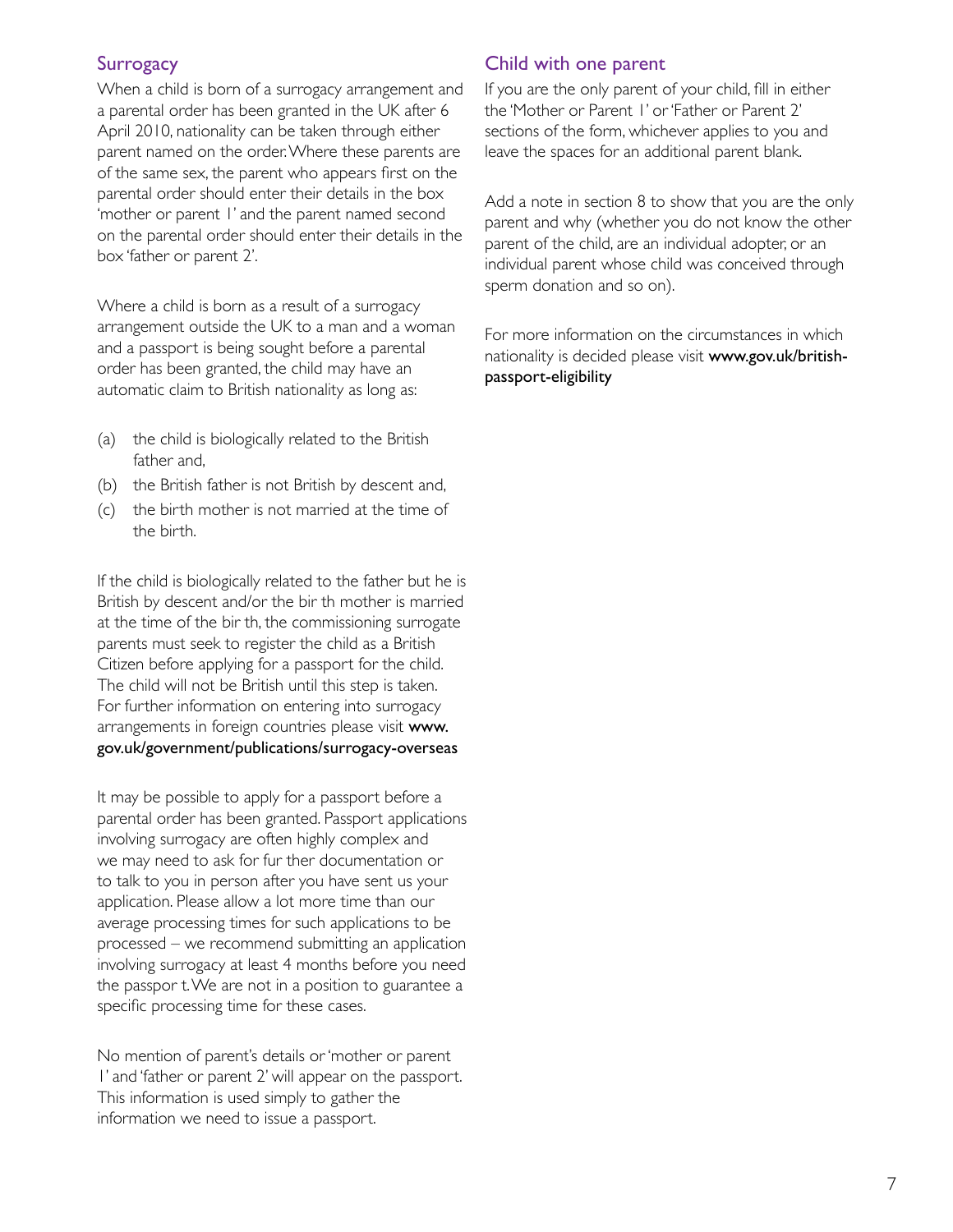## Surrogacy

When a child is born of a surrogacy arrangement and a parental order has been granted in the UK after 6 April 2010, nationality can be taken through either parent named on the order. Where these parents are of the same sex, the parent who appears first on the parental order should enter their details in the box 'mother or parent 1' and the parent named second on the parental order should enter their details in the box 'father or parent 2'.

Where a child is born as a result of a surrogacy arrangement outside the UK to a man and a woman and a passport is being sought before a parental order has been granted, the child may have an automatic claim to British nationality as long as:

(a) the child is biologically related to the British father and,
(b) the British father is not British by descent and,
(c) the birth mother is not married at the time of the birth.

If the child is biologically related to the father but he is British by descent and/or the birth mother is married at the time of the birth, the commissioning surrogate parents must seek to register the child as a British Citizen before applying for a passport for the child. The child will not be British until this step is taken. For further information on entering into surrogacy arrangements in foreign countries please visit **www.gov.uk/government/publications/surrogacy-overseas**

It may be possible to apply for a passport before a parental order has been granted. Passport applications involving surrogacy are often highly complex and we may need to ask for further documentation or to talk to you in person after you have sent us your application. Please allow a lot more time than our average processing times for such applications to be processed – we recommend submitting an application involving surrogacy at least 4 months before you need the passport. We are not in a position to guarantee a specific processing time for these cases.

No mention of parent's details or 'mother or parent 1' and 'father or parent 2' will appear on the passport. This information is used simply to gather the information we need to issue a passport.

## Child with one parent

If you are the only parent of your child, fill in either the 'Mother or Parent 1' or 'Father or Parent 2' sections of the form, whichever applies to you and leave the spaces for an additional parent blank.

Add a note in section 8 to show that you are the only parent and why (whether you do not know the other parent of the child, are an individual adopter, or an individual parent whose child was conceived through sperm donation and so on).

For more information on the circumstances in which nationality is decided please visit **www.gov.uk/british-passport-eligibility**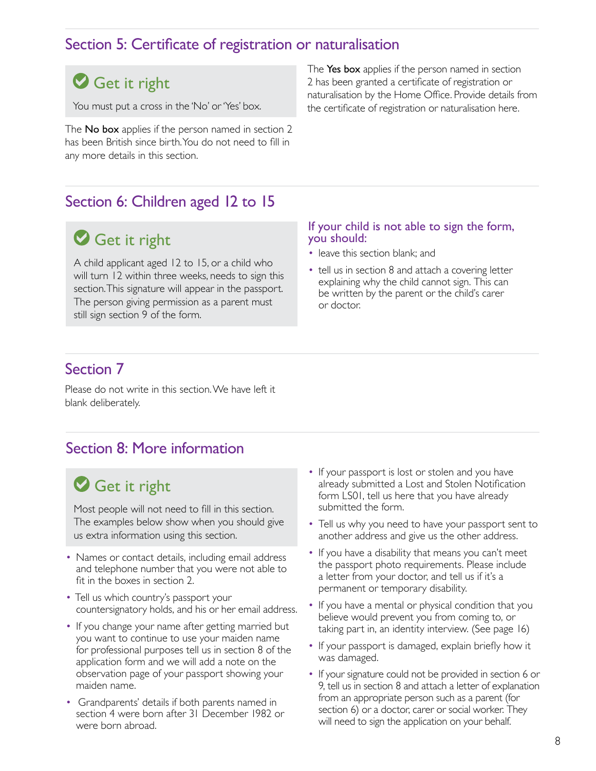## Section 5: Certificate of registration or naturalisation

### Get it right

You must put a cross in the 'No' or 'Yes' box.

The **No box** applies if the person named in section 2 has been British since birth. You do not need to fill in any more details in this section.

The **Yes box** applies if the person named in section 2 has been granted a certificate of registration or naturalisation by the Home Office. Provide details from the certificate of registration or naturalisation here.

## Section 6: Children aged 12 to 15

### Get it right

A child applicant aged 12 to 15, or a child who will turn 12 within three weeks, needs to sign this section. This signature will appear in the passport. The person giving permission as a parent must still sign section 9 of the form.

### If your child is not able to sign the form, you should:

- leave this section blank; and
- tell us in section 8 and attach a covering letter explaining why the child cannot sign. This can be written by the parent or the child's carer or doctor.

## Section 7

Please do not write in this section. We have left it blank deliberately.

## Section 8: More information

### Get it right

Most people will not need to fill in this section. The examples below show when you should give us extra information using this section.

- Names or contact details, including email address and telephone number that you were not able to fit in the boxes in section 2.
- Tell us which country's passport your countersignatory holds, and his or her email address.
- If you change your name after getting married but you want to continue to use your maiden name for professional purposes tell us in section 8 of the application form and we will add a note on the observation page of your passport showing your maiden name.
- Grandparents' details if both parents named in section 4 were born after 31 December 1982 or were born abroad.
- If your passport is lost or stolen and you have already submitted a Lost and Stolen Notification form LS01, tell us here that you have already submitted the form.
- Tell us why you need to have your passport sent to another address and give us the other address.
- If you have a disability that means you can't meet the passport photo requirements. Please include a letter from your doctor, and tell us if it's a permanent or temporary disability.
- If you have a mental or physical condition that you believe would prevent you from coming to, or taking part in, an identity interview. (See page 16)
- If your passport is damaged, explain briefly how it was damaged.
- If your signature could not be provided in section 6 or 9, tell us in section 8 and attach a letter of explanation from an appropriate person such as a parent (for section 6) or a doctor, carer or social worker. They will need to sign the application on your behalf.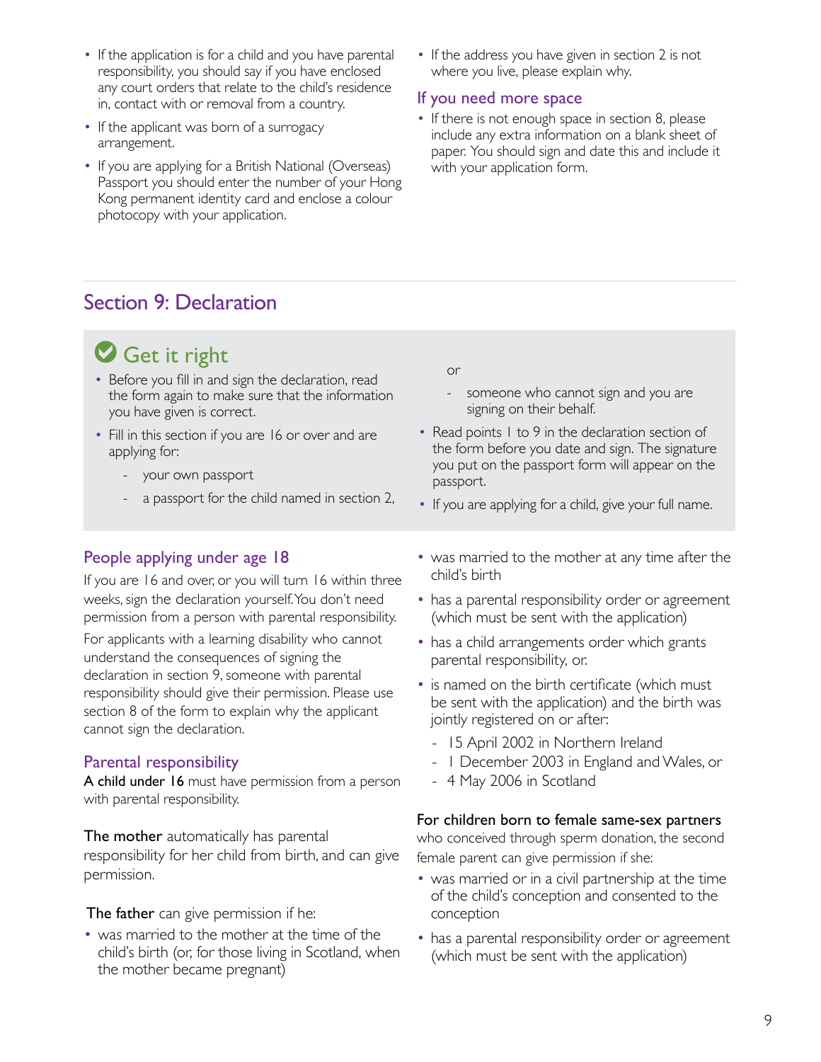- If the application is for a child and you have parental responsibility, you should say if you have enclosed any court orders that relate to the child's residence in, contact with or removal from a country.
- If the applicant was born of a surrogacy arrangement.
- If you are applying for a British National (Overseas) Passport you should enter the number of your Hong Kong permanent identity card and enclose a colour photocopy with your application.
- If the address you have given in section 2 is not where you live, please explain why.

### If you need more space

- If there is not enough space in section 8, please include any extra information on a blank sheet of paper. You should sign and date this and include it with your application form.

## Section 9: Declaration

### Get it right

- Before you fill in and sign the declaration, read the form again to make sure that the information you have given is correct.
- Fill in this section if you are 16 or over and are applying for:
  - your own passport
  - a passport for the child named in section 2,

  or

  - someone who cannot sign and you are signing on their behalf.
- Read points 1 to 9 in the declaration section of the form before you date and sign. The signature you put on the passport form will appear on the passport.
- If you are applying for a child, give your full name.

### People applying under age 18

If you are 16 and over, or you will turn 16 within three weeks, sign the declaration yourself. You don't need permission from a person with parental responsibility.

For applicants with a learning disability who cannot understand the consequences of signing the declaration in section 9, someone with parental responsibility should give their permission. Please use section 8 of the form to explain why the applicant cannot sign the declaration.

### Parental responsibility

**A child under 16** must have permission from a person with parental responsibility.

**The mother** automatically has parental responsibility for her child from birth, and can give permission.

**The father** can give permission if he:

- was married to the mother at the time of the child's birth (or, for those living in Scotland, when the mother became pregnant)
- was married to the mother at any time after the child's birth
- has a parental responsibility order or agreement (which must be sent with the application)
- has a child arrangements order which grants parental responsibility, or.
- is named on the birth certificate (which must be sent with the application) and the birth was jointly registered on or after:
  - 15 April 2002 in Northern Ireland
  - 1 December 2003 in England and Wales, or
  - 4 May 2006 in Scotland

**For children born to female same-sex partners** who conceived through sperm donation, the second female parent can give permission if she:

- was married or in a civil partnership at the time of the child's conception and consented to the conception
- has a parental responsibility order or agreement (which must be sent with the application)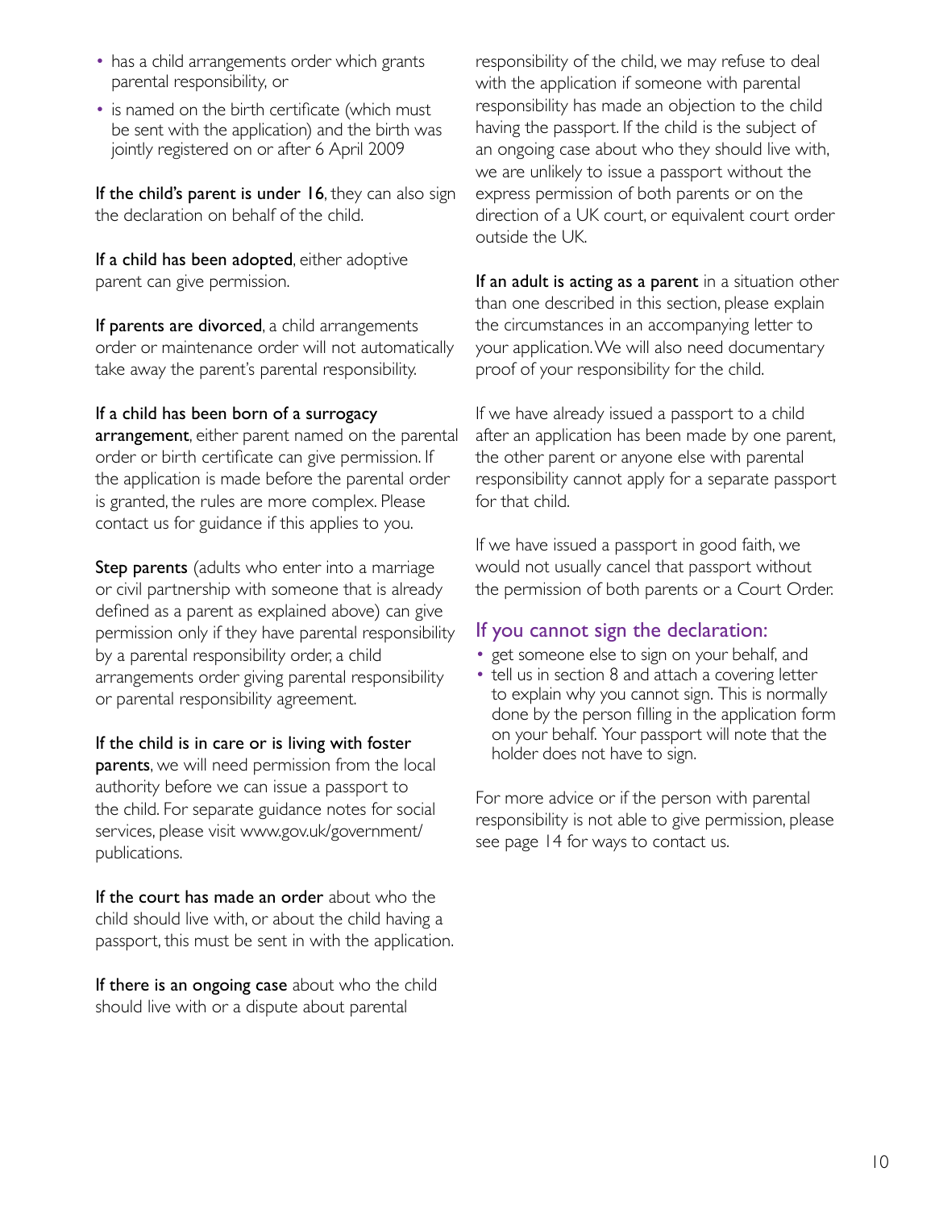- has a child arrangements order which grants parental responsibility, or
- is named on the birth certificate (which must be sent with the application) and the birth was jointly registered on or after 6 April 2009

**If the child's parent is under 16**, they can also sign the declaration on behalf of the child.

**If a child has been adopted**, either adoptive parent can give permission.

**If parents are divorced**, a child arrangements order or maintenance order will not automatically take away the parent's parental responsibility.

**If a child has been born of a surrogacy arrangement**, either parent named on the parental order or birth certificate can give permission. If the application is made before the parental order is granted, the rules are more complex. Please contact us for guidance if this applies to you.

**Step parents** (adults who enter into a marriage or civil partnership with someone that is already defined as a parent as explained above) can give permission only if they have parental responsibility by a parental responsibility order, a child arrangements order giving parental responsibility or parental responsibility agreement.

**If the child is in care or is living with foster parents**, we will need permission from the local authority before we can issue a passport to the child. For separate guidance notes for social services, please visit www.gov.uk/government/publications.

**If the court has made an order** about who the child should live with, or about the child having a passport, this must be sent in with the application.

**If there is an ongoing case** about who the child should live with or a dispute about parental responsibility of the child, we may refuse to deal with the application if someone with parental responsibility has made an objection to the child having the passport. If the child is the subject of an ongoing case about who they should live with, we are unlikely to issue a passport without the express permission of both parents or on the direction of a UK court, or equivalent court order outside the UK.

**If an adult is acting as a parent** in a situation other than one described in this section, please explain the circumstances in an accompanying letter to your application. We will also need documentary proof of your responsibility for the child.

If we have already issued a passport to a child after an application has been made by one parent, the other parent or anyone else with parental responsibility cannot apply for a separate passport for that child.

If we have issued a passport in good faith, we would not usually cancel that passport without the permission of both parents or a Court Order.

## If you cannot sign the declaration:

- get someone else to sign on your behalf, and
- tell us in section 8 and attach a covering letter to explain why you cannot sign. This is normally done by the person filling in the application form on your behalf. Your passport will note that the holder does not have to sign.

For more advice or if the person with parental responsibility is not able to give permission, please see page 14 for ways to contact us.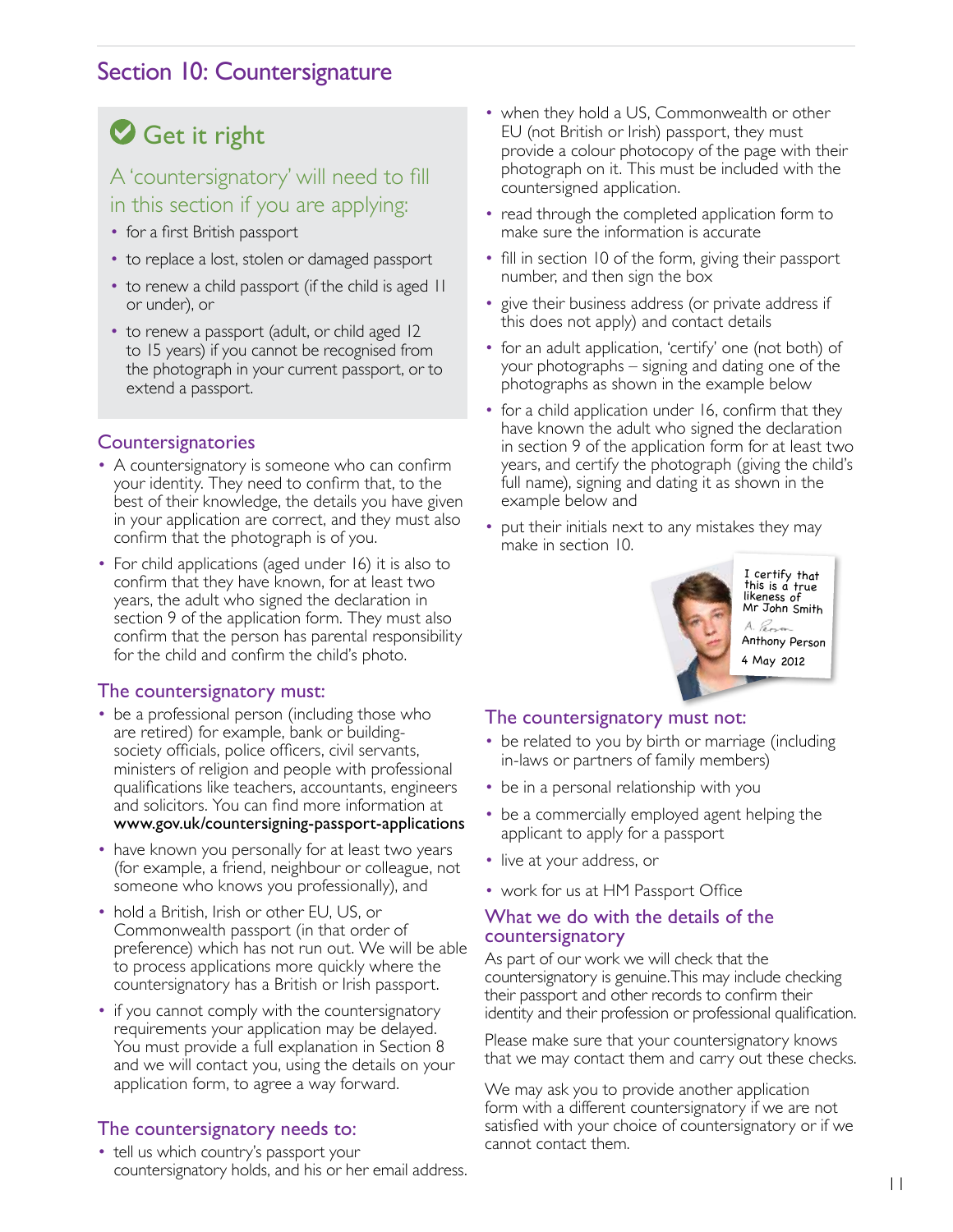## Section 10: Countersignature

### Get it right

A 'countersignatory' will need to fill in this section if you are applying:

- for a first British passport
- to replace a lost, stolen or damaged passport
- to renew a child passport (if the child is aged 11 or under), or
- to renew a passport (adult, or child aged 12 to 15 years) if you cannot be recognised from the photograph in your current passport, or to extend a passport.

### Countersignatories

- A countersignatory is someone who can confirm your identity. They need to confirm that, to the best of their knowledge, the details you have given in your application are correct, and they must also confirm that the photograph is of you.
- For child applications (aged under 16) it is also to confirm that they have known, for at least two years, the adult who signed the declaration in section 9 of the application form. They must also confirm that the person has parental responsibility for the child and confirm the child's photo.

### The countersignatory must:

- be a professional person (including those who are retired) for example, bank or building-society officials, police officers, civil servants, ministers of religion and people with professional qualifications like teachers, accountants, engineers and solicitors. You can find more information at **www.gov.uk/countersigning-passport-applications**
- have known you personally for at least two years (for example, a friend, neighbour or colleague, not someone who knows you professionally), and
- hold a British, Irish or other EU, US, or Commonwealth passport (in that order of preference) which has not run out. We will be able to process applications more quickly where the countersignatory has a British or Irish passport.
- if you cannot comply with the countersignatory requirements your application may be delayed. You must provide a full explanation in Section 8 and we will contact you, using the details on your application form, to agree a way forward.

### The countersignatory needs to:

- tell us which country's passport your countersignatory holds, and his or her email address.
- when they hold a US, Commonwealth or other EU (not British or Irish) passport, they must provide a colour photocopy of the page with their photograph on it. This must be included with the countersigned application.
- read through the completed application form to make sure the information is accurate
- fill in section 10 of the form, giving their passport number, and then sign the box
- give their business address (or private address if this does not apply) and contact details
- for an adult application, 'certify' one (not both) of your photographs – signing and dating one of the photographs as shown in the example below
- for a child application under 16, confirm that they have known the adult who signed the declaration in section 9 of the application form for at least two years, and certify the photograph (giving the child's full name), signing and dating it as shown in the example below and
- put their initials next to any mistakes they may make in section 10.

I certify that this is a true likeness of Mr John Smith
A. Person
Anthony Person
4 May 2012

### The countersignatory must not:

- be related to you by birth or marriage (including in-laws or partners of family members)
- be in a personal relationship with you
- be a commercially employed agent helping the applicant to apply for a passport
- live at your address, or
- work for us at HM Passport Office

### What we do with the details of the countersignatory

As part of our work we will check that the countersignatory is genuine. This may include checking their passport and other records to confirm their identity and their profession or professional qualification.

Please make sure that your countersignatory knows that we may contact them and carry out these checks.

We may ask you to provide another application form with a different countersignatory if we are not satisfied with your choice of countersignatory or if we cannot contact them.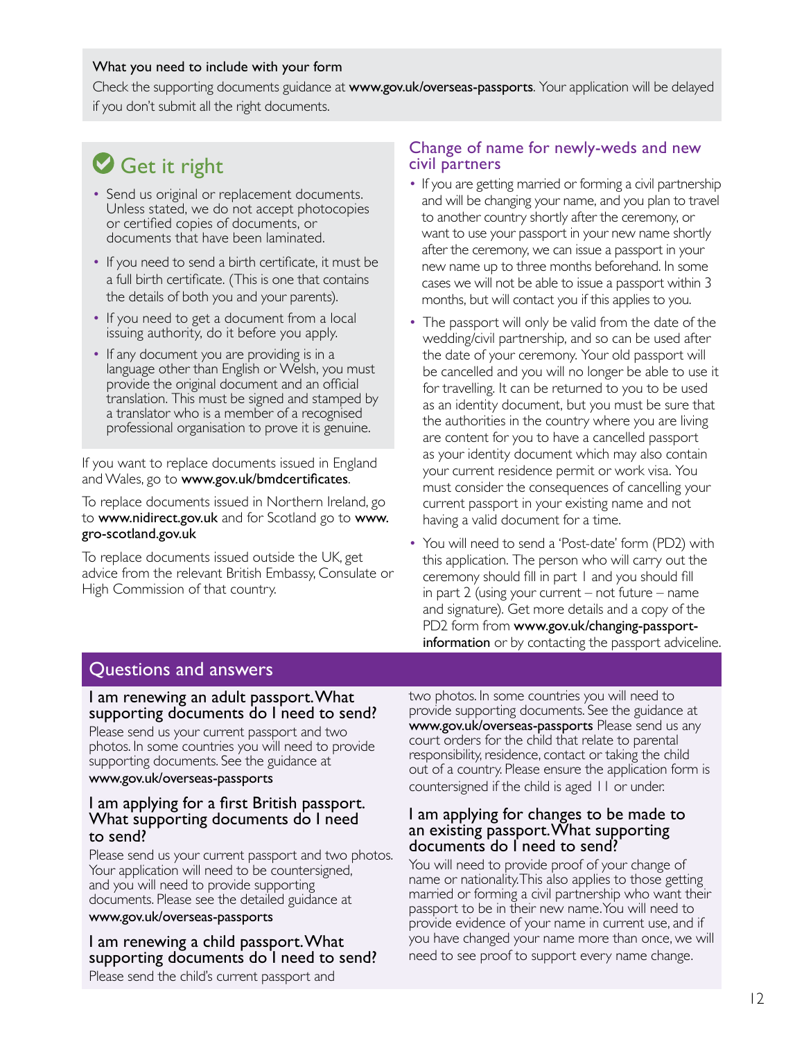**What you need to include with your form**

Check the supporting documents guidance at **www.gov.uk/overseas-passports**. Your application will be delayed if you don't submit all the right documents.

## Get it right

- Send us original or replacement documents. Unless stated, we do not accept photocopies or certified copies of documents, or documents that have been laminated.
- If you need to send a birth certificate, it must be a full birth certificate. (This is one that contains the details of both you and your parents).
- If you need to get a document from a local issuing authority, do it before you apply.
- If any document you are providing is in a language other than English or Welsh, you must provide the original document and an official translation. This must be signed and stamped by a translator who is a member of a recognised professional organisation to prove it is genuine.

If you want to replace documents issued in England and Wales, go to **www.gov.uk/bmdcertificates**.

To replace documents issued in Northern Ireland, go to **www.nidirect.gov.uk** and for Scotland go to **www.gro-scotland.gov.uk**

To replace documents issued outside the UK, get advice from the relevant British Embassy, Consulate or High Commission of that country.

### Change of name for newly-weds and new civil partners

- If you are getting married or forming a civil partnership and will be changing your name, and you plan to travel to another country shortly after the ceremony, or want to use your passport in your new name shortly after the ceremony, we can issue a passport in your new name up to three months beforehand. In some cases we will not be able to issue a passport within 3 months, but will contact you if this applies to you.
- The passport will only be valid from the date of the wedding/civil partnership, and so can be used after the date of your ceremony. Your old passport will be cancelled and you will no longer be able to use it for travelling. It can be returned to you to be used as an identity document, but you must be sure that the authorities in the country where you are living are content for you to have a cancelled passport as your identity document which may also contain your current residence permit or work visa. You must consider the consequences of cancelling your current passport in your existing name and not having a valid document for a time.
- You will need to send a 'Post-date' form (PD2) with this application. The person who will carry out the ceremony should fill in part 1 and you should fill in part 2 (using your current – not future – name and signature). Get more details and a copy of the PD2 form from **www.gov.uk/changing-passport-information** or by contacting the passport adviceline.

## Questions and answers

### I am renewing an adult passport. What supporting documents do I need to send?

Please send us your current passport and two photos. In some countries you will need to provide supporting documents. See the guidance at **www.gov.uk/overseas-passports**

### I am applying for a first British passport. What supporting documents do I need to send?

Please send us your current passport and two photos. Your application will need to be countersigned, and you will need to provide supporting documents. Please see the detailed guidance at **www.gov.uk/overseas-passports**

### I am renewing a child passport. What supporting documents do I need to send?

Please send the child's current passport and two photos. In some countries you will need to provide supporting documents. See the guidance at **www.gov.uk/overseas-passports** Please send us any court orders for the child that relate to parental responsibility, residence, contact or taking the child out of a country. Please ensure the application form is countersigned if the child is aged 11 or under.

### I am applying for changes to be made to an existing passport. What supporting documents do I need to send?

You will need to provide proof of your change of name or nationality. This also applies to those getting married or forming a civil partnership who want their passport to be in their new name. You will need to provide evidence of your name in current use, and if you have changed your name more than once, we will need to see proof to support every name change.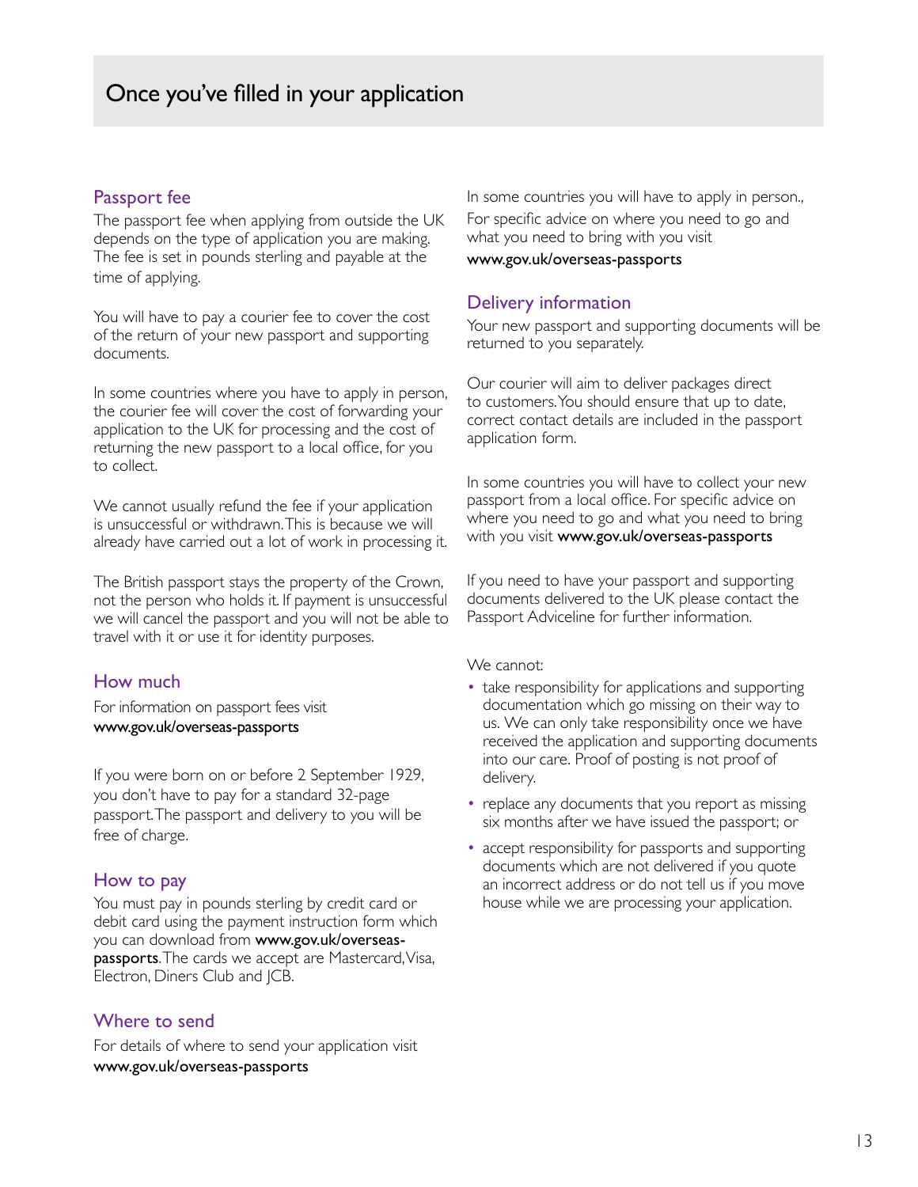# Once you've filled in your application

## Passport fee

The passport fee when applying from outside the UK depends on the type of application you are making. The fee is set in pounds sterling and payable at the time of applying.

You will have to pay a courier fee to cover the cost of the return of your new passport and supporting documents.

In some countries where you have to apply in person, the courier fee will cover the cost of forwarding your application to the UK for processing and the cost of returning the new passport to a local office, for you to collect.

We cannot usually refund the fee if your application is unsuccessful or withdrawn. This is because we will already have carried out a lot of work in processing it.

The British passport stays the property of the Crown, not the person who holds it. If payment is unsuccessful we will cancel the passport and you will not be able to travel with it or use it for identity purposes.

## How much

For information on passport fees visit **www.gov.uk/overseas-passports**

If you were born on or before 2 September 1929, you don't have to pay for a standard 32-page passport. The passport and delivery to you will be free of charge.

## How to pay

You must pay in pounds sterling by credit card or debit card using the payment instruction form which you can download from **www.gov.uk/overseas-passports**. The cards we accept are Mastercard, Visa, Electron, Diners Club and JCB.

## Where to send

For details of where to send your application visit **www.gov.uk/overseas-passports**

In some countries you will have to apply in person., For specific advice on where you need to go and what you need to bring with you visit **www.gov.uk/overseas-passports**

## Delivery information

Your new passport and supporting documents will be returned to you separately.

Our courier will aim to deliver packages direct to customers. You should ensure that up to date, correct contact details are included in the passport application form.

In some countries you will have to collect your new passport from a local office. For specific advice on where you need to go and what you need to bring with you visit **www.gov.uk/overseas-passports**

If you need to have your passport and supporting documents delivered to the UK please contact the Passport Adviceline for further information.

We cannot:

- take responsibility for applications and supporting documentation which go missing on their way to us. We can only take responsibility once we have received the application and supporting documents into our care. Proof of posting is not proof of delivery.
- replace any documents that you report as missing six months after we have issued the passport; or
- accept responsibility for passports and supporting documents which are not delivered if you quote an incorrect address or do not tell us if you move house while we are processing your application.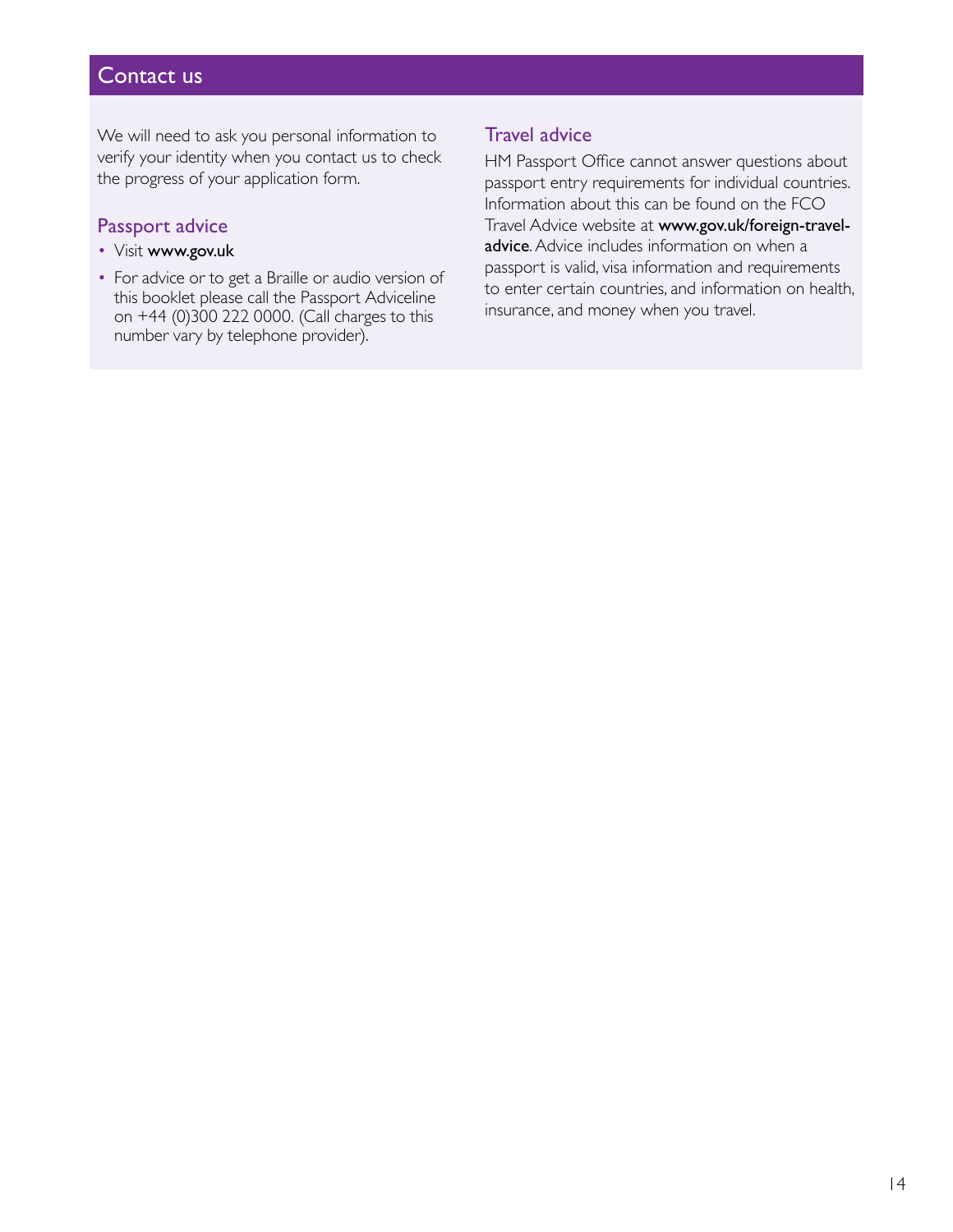## Contact us

We will need to ask you personal information to verify your identity when you contact us to check the progress of your application form.

### Passport advice

- Visit **www.gov.uk**
- For advice or to get a Braille or audio version of this booklet please call the Passport Adviceline on +44 (0)300 222 0000. (Call charges to this number vary by telephone provider).

### Travel advice

HM Passport Office cannot answer questions about passport entry requirements for individual countries. Information about this can be found on the FCO Travel Advice website at **www.gov.uk/foreign-travel-advice**. Advice includes information on when a passport is valid, visa information and requirements to enter certain countries, and information on health, insurance, and money when you travel.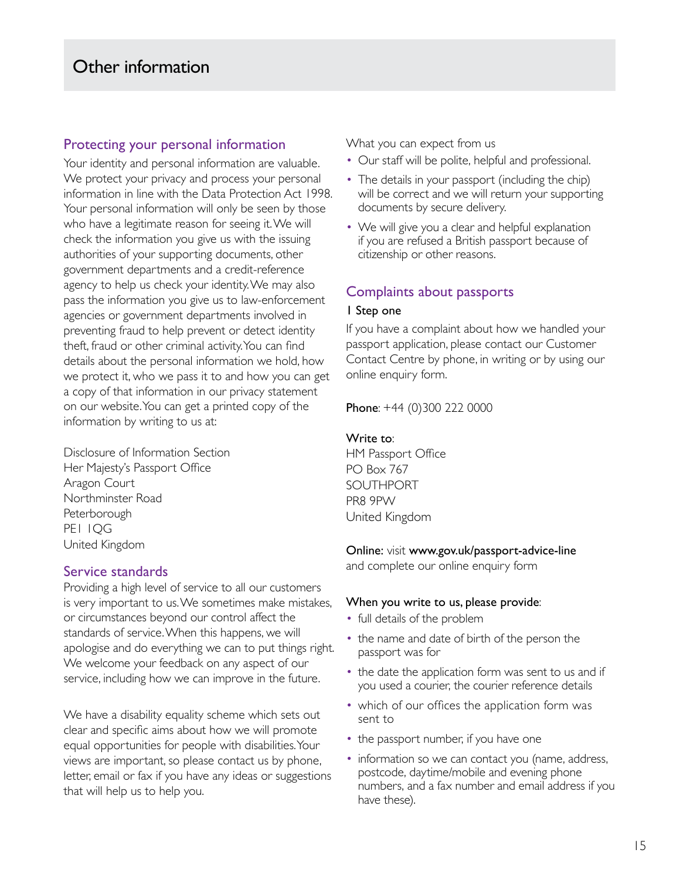# Other information

## Protecting your personal information

Your identity and personal information are valuable. We protect your privacy and process your personal information in line with the Data Protection Act 1998. Your personal information will only be seen by those who have a legitimate reason for seeing it. We will check the information you give us with the issuing authorities of your supporting documents, other government departments and a credit-reference agency to help us check your identity. We may also pass the information you give us to law-enforcement agencies or government departments involved in preventing fraud to help prevent or detect identity theft, fraud or other criminal activity. You can find details about the personal information we hold, how we protect it, who we pass it to and how you can get a copy of that information in our privacy statement on our website. You can get a printed copy of the information by writing to us at:

Disclosure of Information Section
Her Majesty's Passport Office
Aragon Court
Northminster Road
Peterborough
PE1 1QG
United Kingdom

## Service standards

Providing a high level of service to all our customers is very important to us. We sometimes make mistakes, or circumstances beyond our control affect the standards of service. When this happens, we will apologise and do everything we can to put things right. We welcome your feedback on any aspect of our service, including how we can improve in the future.

We have a disability equality scheme which sets out clear and specific aims about how we will promote equal opportunities for people with disabilities. Your views are important, so please contact us by phone, letter, email or fax if you have any ideas or suggestions that will help us to help you.

What you can expect from us

- Our staff will be polite, helpful and professional.
- The details in your passport (including the chip) will be correct and we will return your supporting documents by secure delivery.
- We will give you a clear and helpful explanation if you are refused a British passport because of citizenship or other reasons.

## Complaints about passports

### 1 Step one

If you have a complaint about how we handled your passport application, please contact our Customer Contact Centre by phone, in writing or by using our online enquiry form.

**Phone**: +44 (0)300 222 0000

**Write to**:
HM Passport Office
PO Box 767
SOUTHPORT
PR8 9PW
United Kingdom

**Online:** visit **www.gov.uk/passport-advice-line** and complete our online enquiry form

**When you write to us, please provide**:

- full details of the problem
- the name and date of birth of the person the passport was for
- the date the application form was sent to us and if you used a courier, the courier reference details
- which of our offices the application form was sent to
- the passport number, if you have one
- information so we can contact you (name, address, postcode, daytime/mobile and evening phone numbers, and a fax number and email address if you have these).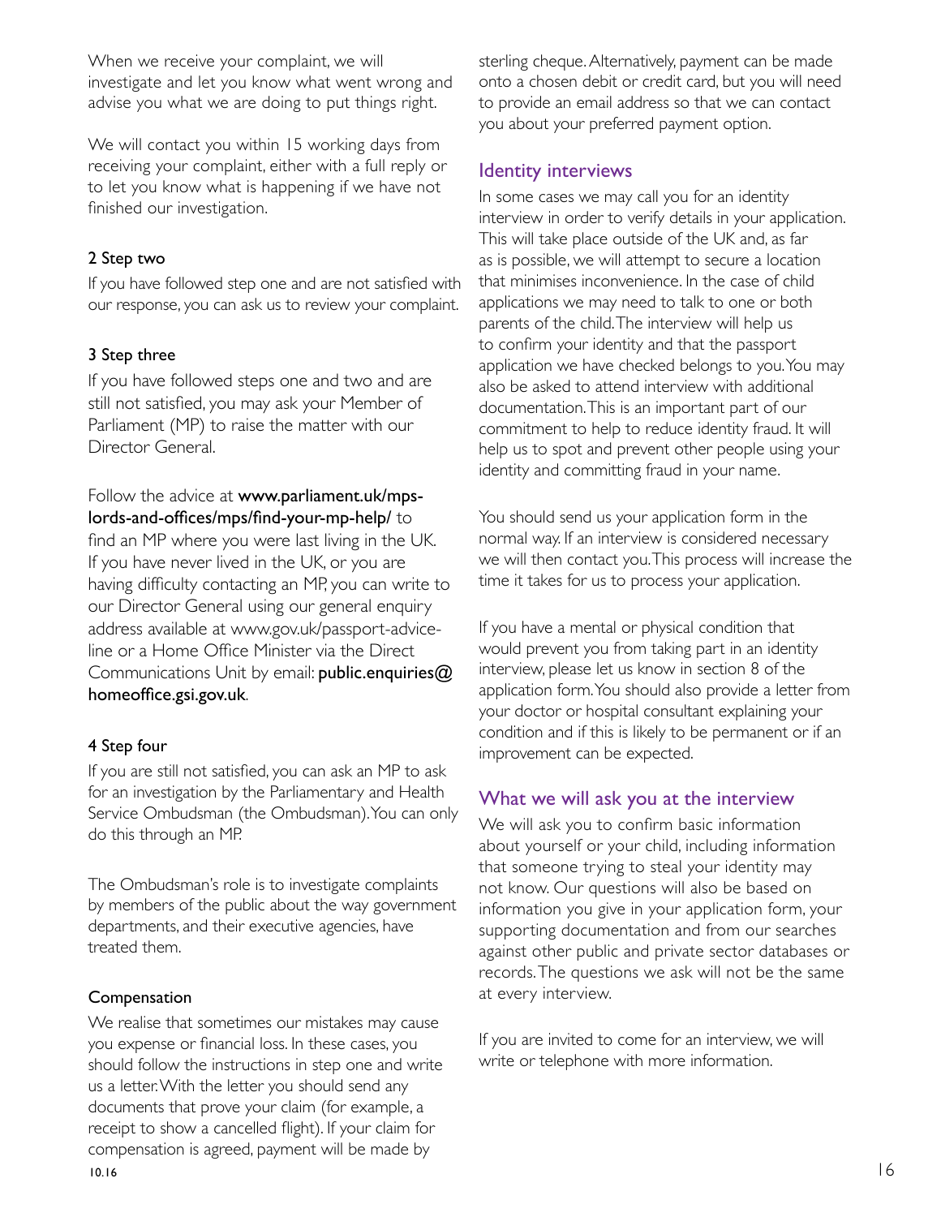When we receive your complaint, we will investigate and let you know what went wrong and advise you what we are doing to put things right.

We will contact you within 15 working days from receiving your complaint, either with a full reply or to let you know what is happening if we have not finished our investigation.

#### 2 Step two

If you have followed step one and are not satisfied with our response, you can ask us to review your complaint.

#### 3 Step three

If you have followed steps one and two and are still not satisfied, you may ask your Member of Parliament (MP) to raise the matter with our Director General.

Follow the advice at **www.parliament.uk/mps-lords-and-offices/mps/find-your-mp-help/** to find an MP where you were last living in the UK. If you have never lived in the UK, or you are having difficulty contacting an MP, you can write to our Director General using our general enquiry address available at www.gov.uk/passport-advice-line or a Home Office Minister via the Direct Communications Unit by email: **public.enquiries@homeoffice.gsi.gov.uk**.

#### 4 Step four

If you are still not satisfied, you can ask an MP to ask for an investigation by the Parliamentary and Health Service Ombudsman (the Ombudsman). You can only do this through an MP.

The Ombudsman's role is to investigate complaints by members of the public about the way government departments, and their executive agencies, have treated them.

#### Compensation

We realise that sometimes our mistakes may cause you expense or financial loss. In these cases, you should follow the instructions in step one and write us a letter. With the letter you should send any documents that prove your claim (for example, a receipt to show a cancelled flight). If your claim for compensation is agreed, payment will be made by sterling cheque. Alternatively, payment can be made onto a chosen debit or credit card, but you will need to provide an email address so that we can contact you about your preferred payment option.

## Identity interviews

In some cases we may call you for an identity interview in order to verify details in your application. This will take place outside of the UK and, as far as is possible, we will attempt to secure a location that minimises inconvenience. In the case of child applications we may need to talk to one or both parents of the child. The interview will help us to confirm your identity and that the passport application we have checked belongs to you. You may also be asked to attend interview with additional documentation. This is an important part of our commitment to help to reduce identity fraud. It will help us to spot and prevent other people using your identity and committing fraud in your name.

You should send us your application form in the normal way. If an interview is considered necessary we will then contact you. This process will increase the time it takes for us to process your application.

If you have a mental or physical condition that would prevent you from taking part in an identity interview, please let us know in section 8 of the application form. You should also provide a letter from your doctor or hospital consultant explaining your condition and if this is likely to be permanent or if an improvement can be expected.

## What we will ask you at the interview

We will ask you to confirm basic information about yourself or your child, including information that someone trying to steal your identity may not know. Our questions will also be based on information you give in your application form, your supporting documentation and from our searches against other public and private sector databases or records. The questions we ask will not be the same at every interview.

If you are invited to come for an interview, we will write or telephone with more information.